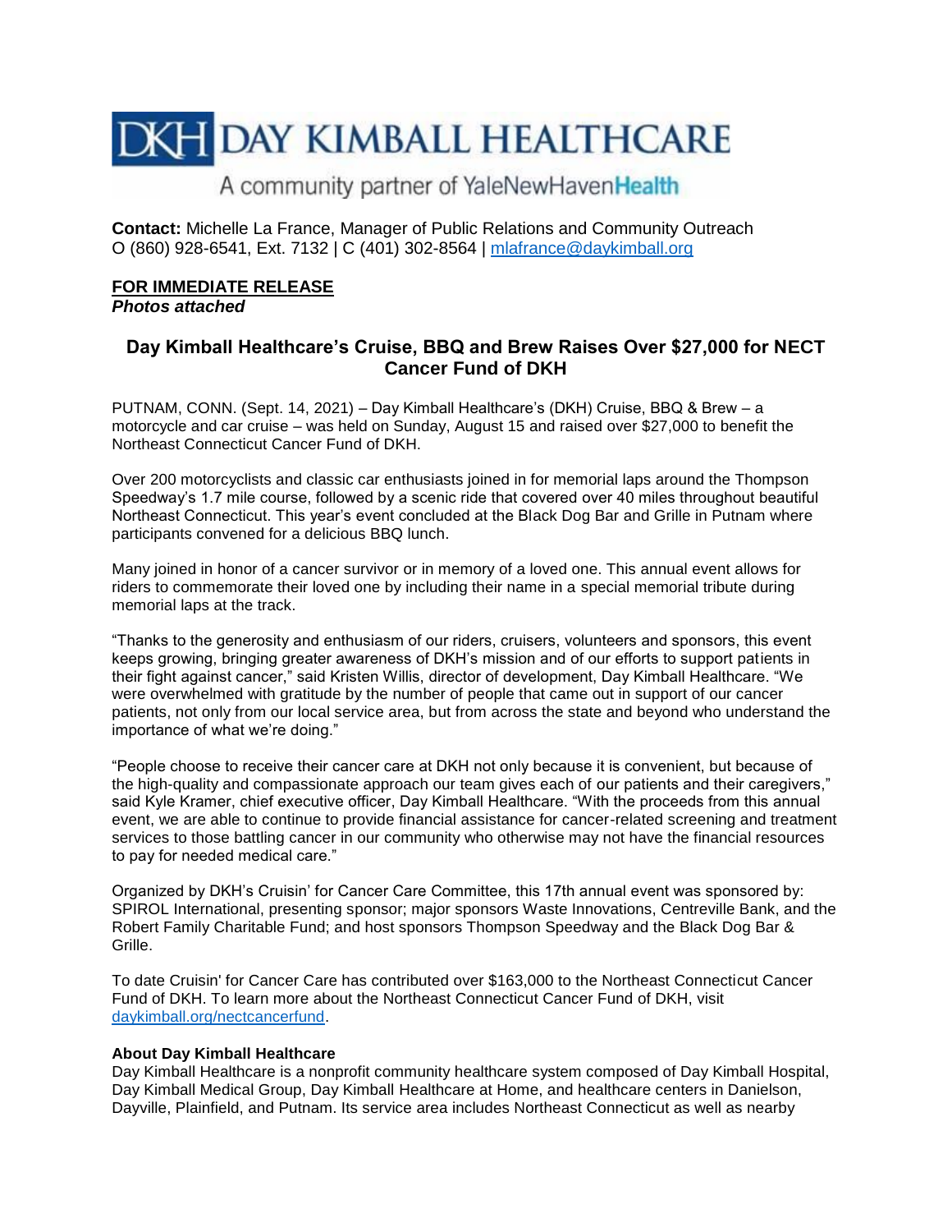# DKH DAY KIMBALL HEALTHCARE

A community partner of YaleNewHavenHealth

**Contact:** Michelle La France, Manager of Public Relations and Community Outreach
O (860) 928-6541, Ext. 7132 | C (401) 302-8564 | mlafrance@daykimball.org

**FOR IMMEDIATE RELEASE**
***Photos attached***

## Day Kimball Healthcare's Cruise, BBQ and Brew Raises Over $27,000 for NECT Cancer Fund of DKH

PUTNAM, CONN. (Sept. 14, 2021) – Day Kimball Healthcare's (DKH) Cruise, BBQ & Brew – a motorcycle and car cruise – was held on Sunday, August 15 and raised over $27,000 to benefit the Northeast Connecticut Cancer Fund of DKH.

Over 200 motorcyclists and classic car enthusiasts joined in for memorial laps around the Thompson Speedway's 1.7 mile course, followed by a scenic ride that covered over 40 miles throughout beautiful Northeast Connecticut. This year's event concluded at the Black Dog Bar and Grille in Putnam where participants convened for a delicious BBQ lunch.

Many joined in honor of a cancer survivor or in memory of a loved one. This annual event allows for riders to commemorate their loved one by including their name in a special memorial tribute during memorial laps at the track.

"Thanks to the generosity and enthusiasm of our riders, cruisers, volunteers and sponsors, this event keeps growing, bringing greater awareness of DKH's mission and of our efforts to support patients in their fight against cancer," said Kristen Willis, director of development, Day Kimball Healthcare. "We were overwhelmed with gratitude by the number of people that came out in support of our cancer patients, not only from our local service area, but from across the state and beyond who understand the importance of what we're doing."

"People choose to receive their cancer care at DKH not only because it is convenient, but because of the high-quality and compassionate approach our team gives each of our patients and their caregivers," said Kyle Kramer, chief executive officer, Day Kimball Healthcare. "With the proceeds from this annual event, we are able to continue to provide financial assistance for cancer-related screening and treatment services to those battling cancer in our community who otherwise may not have the financial resources to pay for needed medical care."

Organized by DKH's Cruisin' for Cancer Care Committee, this 17th annual event was sponsored by: SPIROL International, presenting sponsor; major sponsors Waste Innovations, Centreville Bank, and the Robert Family Charitable Fund; and host sponsors Thompson Speedway and the Black Dog Bar & Grille.

To date Cruisin' for Cancer Care has contributed over $163,000 to the Northeast Connecticut Cancer Fund of DKH. To learn more about the Northeast Connecticut Cancer Fund of DKH, visit daykimball.org/nectcancerfund.

**About Day Kimball Healthcare**
Day Kimball Healthcare is a nonprofit community healthcare system composed of Day Kimball Hospital, Day Kimball Medical Group, Day Kimball Healthcare at Home, and healthcare centers in Danielson, Dayville, Plainfield, and Putnam. Its service area includes Northeast Connecticut as well as nearby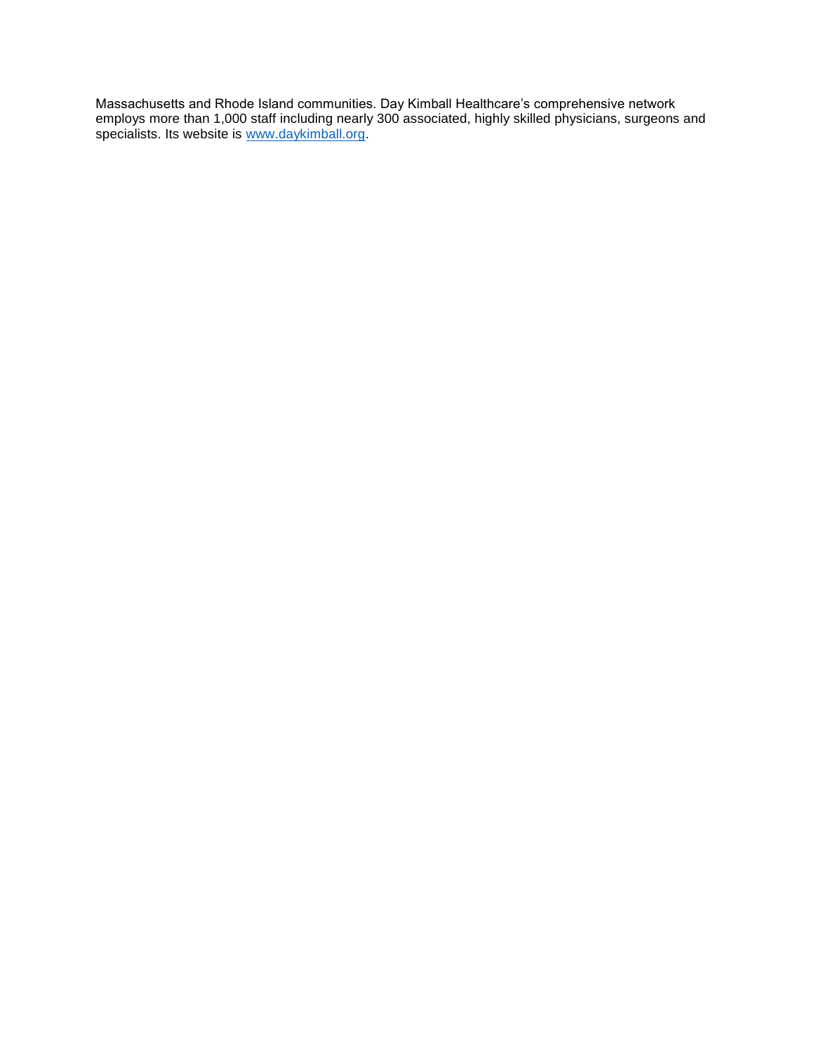Massachusetts and Rhode Island communities. Day Kimball Healthcare's comprehensive network employs more than 1,000 staff including nearly 300 associated, highly skilled physicians, surgeons and specialists. Its website is [www.daykimball.org](http://www.daykimball.org).